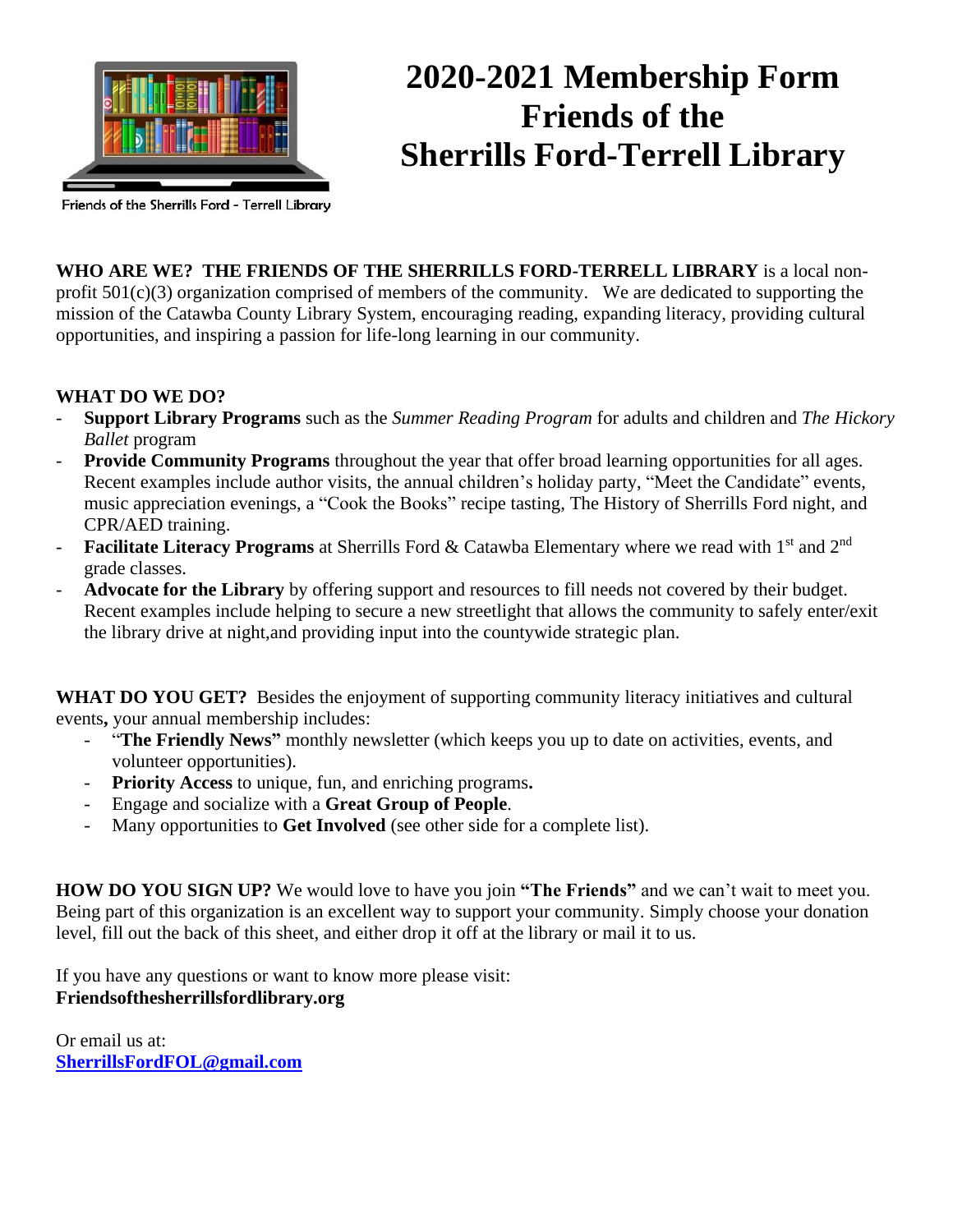Friends of the Sherrills Ford - Terrell Library

# 2020-2021 Membership Form Friends of the Sherrills Ford-Terrell Library

**WHO ARE WE? THE FRIENDS OF THE SHERRILLS FORD-TERRELL LIBRARY** is a local non-profit 501(c)(3) organization comprised of members of the community. We are dedicated to supporting the mission of the Catawba County Library System, encouraging reading, expanding literacy, providing cultural opportunities, and inspiring a passion for life-long learning in our community.

**WHAT DO WE DO?**

- **Support Library Programs** such as the *Summer Reading Program* for adults and children and *The Hickory Ballet* program
- **Provide Community Programs** throughout the year that offer broad learning opportunities for all ages. Recent examples include author visits, the annual children's holiday party, "Meet the Candidate" events, music appreciation evenings, a "Cook the Books" recipe tasting, The History of Sherrills Ford night, and CPR/AED training.
- **Facilitate Literacy Programs** at Sherrills Ford & Catawba Elementary where we read with 1st and 2nd grade classes.
- **Advocate for the Library** by offering support and resources to fill needs not covered by their budget. Recent examples include helping to secure a new streetlight that allows the community to safely enter/exit the library drive at night,and providing input into the countywide strategic plan.

**WHAT DO YOU GET?** Besides the enjoyment of supporting community literacy initiatives and cultural events**,** your annual membership includes:

- "**The Friendly News"** monthly newsletter (which keeps you up to date on activities, events, and volunteer opportunities).
- **Priority Access** to unique, fun, and enriching programs**.**
- Engage and socialize with a **Great Group of People**.
- Many opportunities to **Get Involved** (see other side for a complete list).

**HOW DO YOU SIGN UP?** We would love to have you join **"The Friends"** and we can't wait to meet you. Being part of this organization is an excellent way to support your community. Simply choose your donation level, fill out the back of this sheet, and either drop it off at the library or mail it to us.

If you have any questions or want to know more please visit:
**Friendsofthesherrillsfordlibrary.org**

Or email us at:
**SherrillsFordFOL@gmail.com**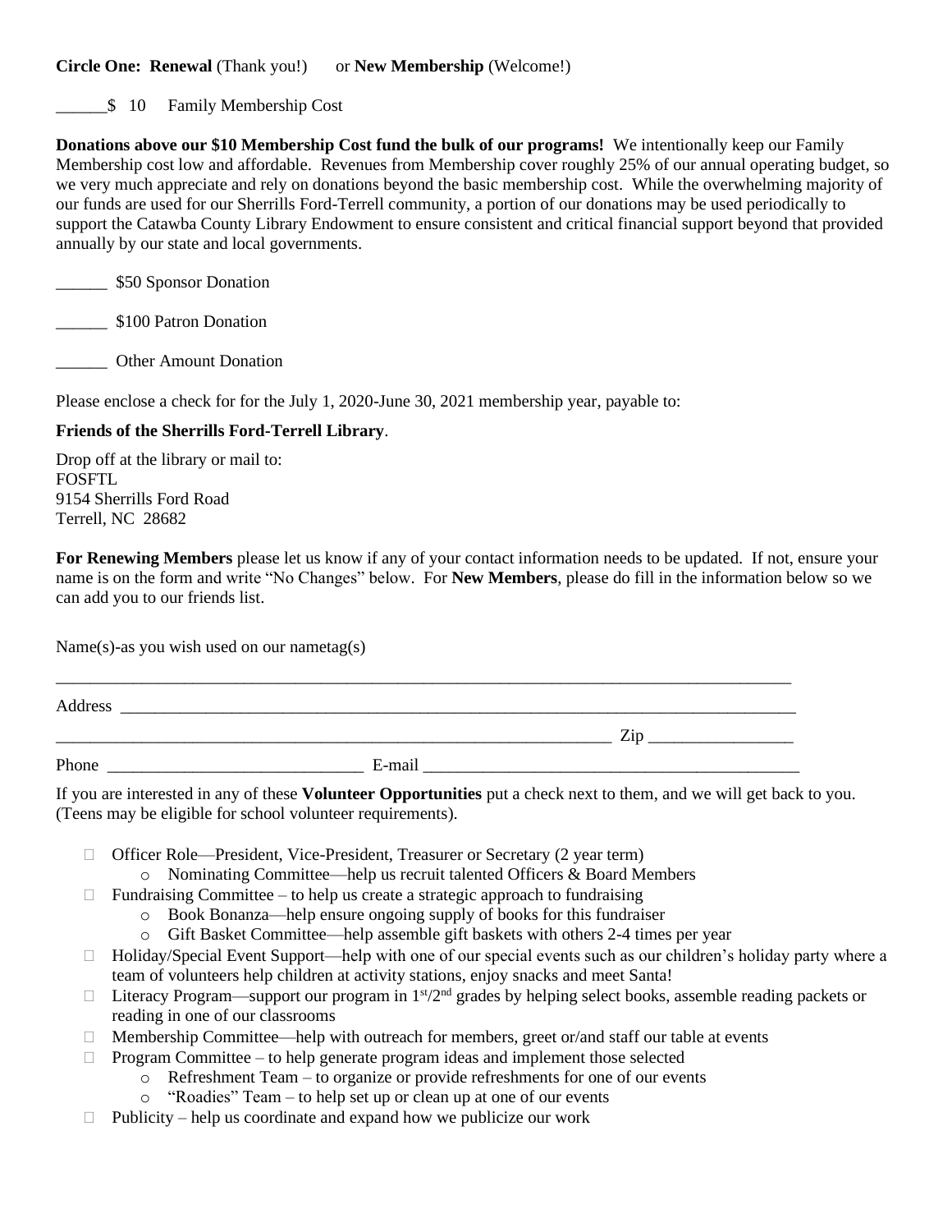**Circle One: Renewal** (Thank you!) or **New Membership** (Welcome!)

______$ 10 Family Membership Cost

**Donations above our $10 Membership Cost fund the bulk of our programs!** We intentionally keep our Family Membership cost low and affordable. Revenues from Membership cover roughly 25% of our annual operating budget, so we very much appreciate and rely on donations beyond the basic membership cost. While the overwhelming majority of our funds are used for our Sherrills Ford-Terrell community, a portion of our donations may be used periodically to support the Catawba County Library Endowment to ensure consistent and critical financial support beyond that provided annually by our state and local governments.

______ $50 Sponsor Donation

______ $100 Patron Donation

______ Other Amount Donation

Please enclose a check for for the July 1, 2020-June 30, 2021 membership year, payable to:

**Friends of the Sherrills Ford-Terrell Library**.

Drop off at the library or mail to:
FOSFTL
9154 Sherrills Ford Road
Terrell, NC 28682

**For Renewing Members** please let us know if any of your contact information needs to be updated. If not, ensure your name is on the form and write "No Changes" below. For **New Members**, please do fill in the information below so we can add you to our friends list.

Name(s)-as you wish used on our nametag(s)

__________________________________________________________________________________________

Address ____________________________________________________________________________________

____________________________________________________________________ Zip _________________

Phone ______________________________ E-mail ____________________________________________

If you are interested in any of these **Volunteer Opportunities** put a check next to them, and we will get back to you. (Teens may be eligible for school volunteer requirements).

- ☐ Officer Role—President, Vice-President, Treasurer or Secretary (2 year term)
  - Nominating Committee—help us recruit talented Officers & Board Members
- ☐ Fundraising Committee – to help us create a strategic approach to fundraising
  - Book Bonanza—help ensure ongoing supply of books for this fundraiser
  - Gift Basket Committee—help assemble gift baskets with others 2-4 times per year
- ☐ Holiday/Special Event Support—help with one of our special events such as our children's holiday party where a team of volunteers help children at activity stations, enjoy snacks and meet Santa!
- ☐ Literacy Program—support our program in 1st/2nd grades by helping select books, assemble reading packets or reading in one of our classrooms
- ☐ Membership Committee—help with outreach for members, greet or/and staff our table at events
- ☐ Program Committee – to help generate program ideas and implement those selected
  - Refreshment Team – to organize or provide refreshments for one of our events
  - "Roadies" Team – to help set up or clean up at one of our events
- ☐ Publicity – help us coordinate and expand how we publicize our work